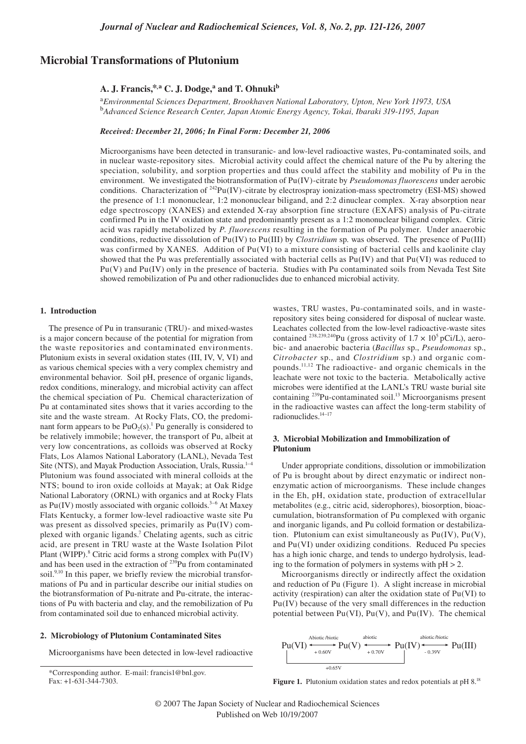# Microbial Transformations of Plutonium

**A. J. Francis,\*[,a] C. J. Dodge,[a] and T. Ohnuki[b]**

[a]*Environmental Sciences Department, Brookhaven National Laboratory, Upton, New York 11973, USA*
[b]*Advanced Science Research Center, Japan Atomic Energy Agency, Tokai, Ibaraki 319-1195, Japan*

***Received: December 21, 2006; In Final Form: December 21, 2006***

Microorganisms have been detected in transuranic- and low-level radioactive wastes, Pu-contaminated soils, and in nuclear waste-repository sites. Microbial activity could affect the chemical nature of the Pu by altering the speciation, solubility, and sorption properties and thus could affect the stability and mobility of Pu in the environment. We investigated the biotransformation of Pu(IV)-citrate by *Pseudomonas fluorescens* under aerobic conditions. Characterization of $^{242}$Pu(IV)-citrate by electrospray ionization-mass spectrometry (ESI-MS) showed the presence of 1:1 mononuclear, 1:2 mononuclear biligand, and 2:2 dinuclear complex. X-ray absorption near edge spectroscopy (XANES) and extended X-ray absorption fine structure (EXAFS) analysis of Pu-citrate confirmed Pu in the IV oxidation state and predominantly present as a 1:2 mononuclear biligand complex. Citric acid was rapidly metabolized by *P. fluorescens* resulting in the formation of Pu polymer. Under anaerobic conditions, reductive dissolution of Pu(IV) to Pu(III) by *Clostridium* sp. was observed. The presence of Pu(III) was confirmed by XANES. Addition of Pu(VI) to a mixture consisting of bacterial cells and kaolinite clay showed that the Pu was preferentially associated with bacterial cells as Pu(IV) and that Pu(VI) was reduced to Pu(V) and Pu(IV) only in the presence of bacteria. Studies with Pu contaminated soils from Nevada Test Site showed remobilization of Pu and other radionuclides due to enhanced microbial activity.

## 1. Introduction

The presence of Pu in transuranic (TRU)- and mixed-wastes is a major concern because of the potential for migration from the waste repositories and contaminated environments. Plutonium exists in several oxidation states (III, IV, V, VI) and as various chemical species with a very complex chemistry and environmental behavior. Soil pH, presence of organic ligands, redox conditions, mineralogy, and microbial activity can affect the chemical speciation of Pu. Chemical characterization of Pu at contaminated sites shows that it varies according to the site and the waste stream. At Rocky Flats, CO, the predominant form appears to be $PuO_2(s)$.[1] Pu generally is considered to be relatively immobile; however, the transport of Pu, albeit at very low concentrations, as colloids was observed at Rocky Flats, Los Alamos National Laboratory (LANL), Nevada Test Site (NTS), and Mayak Production Association, Urals, Russia.[1–4] Plutonium was found associated with mineral colloids at the NTS; bound to iron oxide colloids at Mayak; at Oak Ridge National Laboratory (ORNL) with organics and at Rocky Flats as Pu(IV) mostly associated with organic colloids.[3–6] At Maxey Flats Kentucky, a former low-level radioactive waste site Pu was present as dissolved species, primarily as Pu(IV) complexed with organic ligands.[7] Chelating agents, such as citric acid, are present in TRU waste at the Waste Isolation Pilot Plant (WIPP).[8] Citric acid forms a strong complex with Pu(IV) and has been used in the extraction of $^{239}$Pu from contaminated soil.[9,10] In this paper, we briefly review the microbial transformations of Pu and in particular describe our initial studies on the biotransformation of Pu-nitrate and Pu-citrate, the interactions of Pu with bacteria and clay, and the remobilization of Pu from contaminated soil due to enhanced microbial activity.

## 2. Microbiology of Plutonium Contaminated Sites

Microorganisms have been detected in low-level radioactive wastes, TRU wastes, Pu-contaminated soils, and in waste-repository sites being considered for disposal of nuclear waste. Leachates collected from the low-level radioactive-waste sites contained $^{238,239,240}$Pu (gross activity of $1.7 \times 10^5$ pCi/L), aerobic- and anaerobic bacteria (*Bacillus* sp., *Pseudomonas* sp., *Citrobacter* sp., and *Clostridium* sp.) and organic compounds.[11,12] The radioactive- and organic chemicals in the leachate were not toxic to the bacteria. Metabolically active microbes were identified at the LANL's TRU waste burial site containing $^{239}$Pu-contaminated soil.[13] Microorganisms present in the radioactive wastes can affect the long-term stability of radionuclides.[14–17]

## 3. Microbial Mobilization and Immobilization of Plutonium

Under appropriate conditions, dissolution or immobilization of Pu is brought about by direct enzymatic or indirect non-enzymatic action of microorganisms. These include changes in the Eh, pH, oxidation state, production of extracellular metabolites (e.g., citric acid, siderophores), biosorption, bioaccumulation, biotransformation of Pu complexed with organic and inorganic ligands, and Pu colloid formation or destabilization. Plutonium can exist simultaneously as Pu(IV), Pu(V), and Pu(VI) under oxidizing conditions. Reduced Pu species has a high ionic charge, and tends to undergo hydrolysis, leading to the formation of polymers in systems with pH > 2.

Microorganisms directly or indirectly affect the oxidation and reduction of Pu (Figure 1). A slight increase in microbial activity (respiration) can alter the oxidation state of Pu(VI) to Pu(IV) because of the very small differences in the reduction potential between Pu(VI), Pu(V), and Pu(IV). The chemical

$$\mathrm{Pu(VI)} \xleftrightarrow[+0.60\mathrm{V}]{\text{Abiotic/biotic}} \mathrm{Pu(V)} \xleftrightarrow[+0.70\mathrm{V}]{\text{abiotic}} \mathrm{Pu(IV)} \xleftrightarrow[-0.39\mathrm{V}]{\text{abiotic/biotic}} \mathrm{Pu(III)}$$

(Pu(VI) → Pu(IV): +0.65V)

**Figure 1.** Plutonium oxidation states and redox potentials at pH 8.[18]

\*Corresponding author. E-mail: francis1@bnl.gov. Fax: +1-631-344-7303.

© 2007 The Japan Society of Nuclear and Radiochemical Sciences
Published on Web 10/19/2007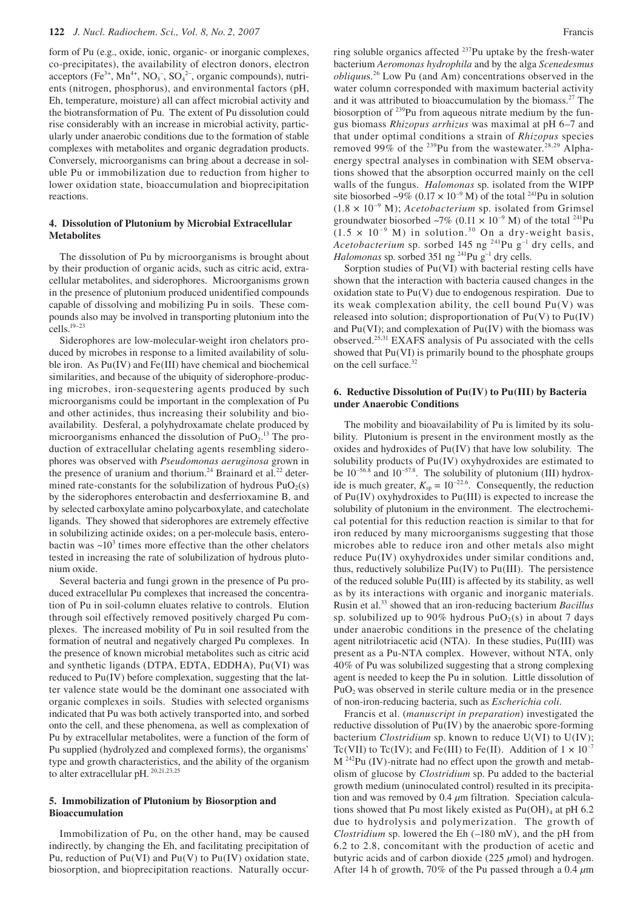form of Pu (e.g., oxide, ionic, organic- or inorganic complexes, co-precipitates), the availability of electron donors, electron acceptors ($Fe^{3+}$, $Mn^{4+}$, $NO_3^-$, $SO_4^{2-}$, organic compounds), nutrients (nitrogen, phosphorus), and environmental factors (pH, Eh, temperature, moisture) all can affect microbial activity and the biotransformation of Pu. The extent of Pu dissolution could rise considerably with an increase in microbial activity, particularly under anaerobic conditions due to the formation of stable complexes with metabolites and organic degradation products. Conversely, microorganisms can bring about a decrease in soluble Pu or immobilization due to reduction from higher to lower oxidation state, bioaccumulation and bioprecipitation reactions.

## 4. Dissolution of Plutonium by Microbial Extracellular Metabolites

The dissolution of Pu by microorganisms is brought about by their production of organic acids, such as citric acid, extracellular metabolites, and siderophores. Microorganisms grown in the presence of plutonium produced unidentified compounds capable of dissolving and mobilizing Pu in soils. These compounds also may be involved in transporting plutonium into the cells.[19–23]

Siderophores are low-molecular-weight iron chelators produced by microbes in response to a limited availability of soluble iron. As Pu(IV) and Fe(III) have chemical and biochemical similarities, and because of the ubiquity of siderophore-producing microbes, iron-sequestering agents produced by such microorganisms could be important in the complexation of Pu and other actinides, thus increasing their solubility and bioavailability. Desferal, a polyhydroxamate chelate produced by microorganisms enhanced the dissolution of $PuO_2$.[13] The production of extracellular chelating agents resembling siderophores was observed with *Pseudomonas aeruginosa* grown in the presence of uranium and thorium.[24] Brainard et al.[22] determined rate-constants for the solubilization of hydrous $PuO_2$(s) by the siderophores enterobactin and desferrioxamine B, and by selected carboxylate amino polycarboxylate, and catecholate ligands. They showed that siderophores are extremely effective in solubilizing actinide oxides; on a per-molecule basis, enterobactin was $\sim 10^3$ times more effective than the other chelators tested in increasing the rate of solubilization of hydrous plutonium oxide.

Several bacteria and fungi grown in the presence of Pu produced extracellular Pu complexes that increased the concentration of Pu in soil-column eluates relative to controls. Elution through soil effectively removed positively charged Pu complexes. The increased mobility of Pu in soil resulted from the formation of neutral and negatively charged Pu complexes. In the presence of known microbial metabolites such as citric acid and synthetic ligands (DTPA, EDTA, EDDHA), Pu(VI) was reduced to Pu(IV) before complexation, suggesting that the latter valence state would be the dominant one associated with organic complexes in soils. Studies with selected organisms indicated that Pu was both actively transported into, and sorbed onto the cell, and these phenomena, as well as complexation of Pu by extracellular metabolites, were a function of the form of Pu supplied (hydrolyzed and complexed forms), the organisms' type and growth characteristics, and the ability of the organism to alter extracellular pH.[20,21,23,25]

## 5. Immobilization of Plutonium by Biosorption and Bioaccumulation

Immobilization of Pu, on the other hand, may be caused indirectly, by changing the Eh, and facilitating precipitation of Pu, reduction of Pu(VI) and Pu(V) to Pu(IV) oxidation state, biosorption, and bioprecipitation reactions. Naturally occurring soluble organics affected $^{237}$Pu uptake by the fresh-water bacterium *Aeromonas hydrophila* and by the alga *Scenedesmus obliquus*.[26] Low Pu (and Am) concentrations observed in the water column corresponded with maximum bacterial activity and it was attributed to bioaccumulation by the biomass.[27] The biosorption of $^{239}$Pu from aqueous nitrate medium by the fungus biomass *Rhizopus arrhizus* was maximal at pH 6–7 and that under optimal conditions a strain of *Rhizopus* species removed 99% of the $^{239}$Pu from the wastewater.[28,29] Alpha-energy spectral analyses in combination with SEM observations showed that the absorption occurred mainly on the cell walls of the fungus. *Halomonas* sp. isolated from the WIPP site biosorbed ~9% ($0.17 \times 10^{-9}$ M) of the total $^{241}$Pu in solution ($1.8 \times 10^{-9}$ M); *Acetobacterium* sp. isolated from Grimsel groundwater biosorbed ~7% ($0.11 \times 10^{-9}$ M) of the total $^{241}$Pu ($1.5 \times 10^{-9}$ M) in solution.[30] On a dry-weight basis, *Acetobacterium* sp. sorbed 145 ng $^{241}$Pu $g^{-1}$ dry cells, and *Halomonas* sp. sorbed 351 ng $^{241}$Pu $g^{-1}$ dry cells.

Sorption studies of Pu(VI) with bacterial resting cells have shown that the interaction with bacteria caused changes in the oxidation state to Pu(V) due to endogenous respiration. Due to its weak complexation ability, the cell bound Pu(V) was released into solution; disproportionation of Pu(V) to Pu(IV) and Pu(VI); and complexation of Pu(IV) with the biomass was observed.[25,31] EXAFS analysis of Pu associated with the cells showed that Pu(VI) is primarily bound to the phosphate groups on the cell surface.[32]

## 6. Reductive Dissolution of Pu(IV) to Pu(III) by Bacteria under Anaerobic Conditions

The mobility and bioavailability of Pu is limited by its solubility. Plutonium is present in the environment mostly as the oxides and hydroxides of Pu(IV) that have low solubility. The solubility products of Pu(IV) oxyhydroxides are estimated to be $10^{-56.8}$ and $10^{-57.8}$. The solubility of plutonium (III) hydroxide is much greater, $K_{sp} = 10^{-22.6}$. Consequently, the reduction of Pu(IV) oxyhydroxides to Pu(III) is expected to increase the solubility of plutonium in the environment. The electrochemical potential for this reduction reaction is similar to that for iron reduced by many microorganisms suggesting that those microbes able to reduce iron and other metals also might reduce Pu(IV) oxyhydroxides under similar conditions and, thus, reductively solubilize Pu(IV) to Pu(III). The persistence of the reduced soluble Pu(III) is affected by its stability, as well as by its interactions with organic and inorganic materials. Rusin et al.[33] showed that an iron-reducing bacterium *Bacillus* sp. solubilized up to 90% hydrous $PuO_2$(s) in about 7 days under anaerobic conditions in the presence of the chelating agent nitrilotriacetic acid (NTA). In these studies, Pu(III) was present as a Pu-NTA complex. However, without NTA, only 40% of Pu was solubilized suggesting that a strong complexing agent is needed to keep the Pu in solution. Little dissolution of $PuO_2$ was observed in sterile culture media or in the presence of non-iron-reducing bacteria, such as *Escherichia coli*.

Francis et al. (*manuscript in preparation*) investigated the reductive dissolution of Pu(IV) by the anaerobic spore-forming bacterium *Clostridium* sp. known to reduce U(VI) to U(IV); Tc(VII) to Tc(IV); and Fe(III) to Fe(II). Addition of $1 \times 10^{-7}$ M $^{242}$Pu (IV)-nitrate had no effect upon the growth and metabolism of glucose by *Clostridium* sp. Pu added to the bacterial growth medium (uninoculated control) resulted in its precipitation and was removed by 0.4 $\mu$m filtration. Speciation calculations showed that Pu most likely existed as $Pu(OH)_4$ at pH 6.2 due to hydrolysis and polymerization. The growth of *Clostridium* sp. lowered the Eh (–180 mV), and the pH from 6.2 to 2.8, concomitant with the production of acetic and butyric acids and of carbon dioxide (225 $\mu$mol) and hydrogen. After 14 h of growth, 70% of the Pu passed through a 0.4 $\mu$m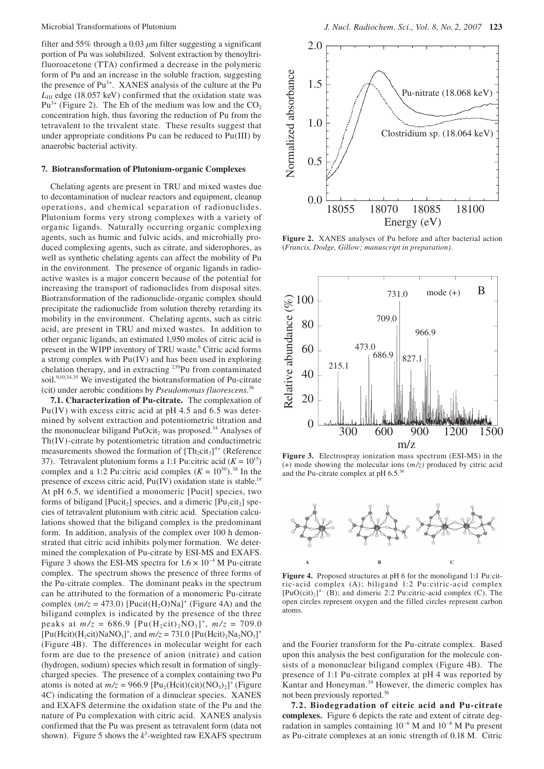filter and 55% through a 0.03 μm filter suggesting a significant portion of Pu was solubilized. Solvent extraction by thenoyltrifluoroacetone (TTA) confirmed a decrease in the polymeric form of Pu and an increase in the soluble fraction, suggesting the presence of $Pu^{3+}$. XANES analysis of the culture at the Pu $L_{III}$ edge (18.057 keV) confirmed that the oxidation state was $Pu^{3+}$ (Figure 2). The Eh of the medium was low and the $CO_2$ concentration high, thus favoring the reduction of Pu from the tetravalent to the trivalent state. These results suggest that under appropriate conditions Pu can be reduced to Pu(III) by anaerobic bacterial activity.

**Figure 2.** XANES analyses of Pu before and after bacterial action (*Francis, Dodge, Gillow; manuscript in preparation).*

## 7. Biotransformation of Plutonium-organic Complexes

Chelating agents are present in TRU and mixed wastes due to decontamination of nuclear reactors and equipment, cleanup operations, and chemical separation of radionuclides. Plutonium forms very strong complexes with a variety of organic ligands. Naturally occurring organic complexing agents, such as humic and fulvic acids, and microbially produced complexing agents, such as citrate, and siderophores, as well as synthetic chelating agents can affect the mobility of Pu in the environment. The presence of organic ligands in radioactive wastes is a major concern because of the potential for increasing the transport of radionuclides from disposal sites. Biotransformation of the radionuclide-organic complex should precipitate the radionuclide from solution thereby retarding its mobility in the environment. Chelating agents, such as citric acid, are present in TRU and mixed wastes. In addition to other organic ligands, an estimated 1,950 moles of citric acid is present in the WIPP inventory of TRU waste.[8] Citric acid forms a strong complex with Pu(IV) and has been used in exploring chelation therapy, and in extracting $^{239}$Pu from contaminated soil.[9,10,34,35] We investigated the biotransformation of Pu-citrate (cit) under aerobic conditions by *Pseudomonas fluorescens*.[36]

**7.1. Characterization of Pu-citrate.** The complexation of Pu(IV) with excess citric acid at pH 4.5 and 6.5 was determined by solvent extraction and potentiometric titration and the mononuclear biligand $PuOcit_2$ was proposed.[34] Analyses of Th(IV)-citrate by potentiometric titration and conductimetric measurements showed the formation of $[Th_2cit_3]^{4+}$ (Reference 37). Tetravalent plutonium forms a 1:1 Pu:citric acid ($K = 10^{15}$) complex and a 1:2 Pu:citric acid complex ($K = 10^{30}$).[38] In the presence of excess citric acid, Pu(IV) oxidation state is stable.[19] At pH 6.5, we identified a monomeric [Pucit] species, two forms of biligand [Pucit$_2$] species, and a dimeric [Pu$_2$cit$_2$] species of tetravalent plutonium with citric acid. Speciation calculations showed that the biligand complex is the predominant form. In addition, analysis of the complex over 100 h demonstrated that citric acid inhibits polymer formation. We determined the complexation of Pu-citrate by ESI-MS and EXAFS. Figure 3 shows the ESI-MS spectra for $1.6 \times 10^{-4}$ M Pu-citrate complex. The spectrum shows the presence of three forms of the Pu-citrate complex. The dominant peaks in the spectrum can be attributed to the formation of a monomeric Pu-citrate complex ($m/z$ = 473.0) $[Pucit(H_2O)Na]^+$ (Figure 4A) and the biligand complex is indicated by the presence of the three peaks at $m/z$ = 686.9 $[Pu(H_2cit)_2NO_3]^+$, $m/z$ = 709.0 $[Pu(Hcit)(H_2cit)NaNO_3]^+$, and $m/z$ = 731.0 $[Pu(Hcit)_2Na_2NO_3]^+$ (Figure 4B). The differences in molecular weight for each form are due to the presence of anion (nitrate) and cation (hydrogen, sodium) species which result in formation of singly-charged species. The presence of a complex containing two Pu atoms is noted at $m/z$ = 966.9 $[Pu_2(Hcit)(cit)(NO_3)_2]^+$ (Figure 4C) indicating the formation of a dinuclear species. XANES and EXAFS determine the oxidation state of the Pu and the nature of Pu complexation with citric acid. XANES analysis confirmed that the Pu was present as tetravalent form (data not shown). Figure 5 shows the $k^3$-weighted raw EXAFS spectrum and the Fourier transform for the Pu-citrate complex. Based upon this analysis the best configuration for the molecule consists of a mononuclear biligand complex (Figure 4B). The presence of 1:1 Pu-citrate complex at pH 4 was reported by Kantar and Honeyman.[39] However, the dimeric complex has not been previously reported.[36]

**Figure 3.** Electrospray ionization mass spectrum (ESI-MS) in the (+) mode showing the molecular ions ($m/z$) produced by citric acid and the Pu-citrate complex at pH 6.5.[36]

**Figure 4.** Proposed structures at pH 6 for the monoligand 1:1 Pu:citric-acid complex (A); biligand 1:2 Pu:citric-acid complex $[PuO(cit)_2]^{4-}$ (B); and dimeric 2:2 Pu:citric-acid complex (C). The open circles represent oxygen and the filled circles represent carbon atoms.

**7.2. Biodegradation of citric acid and Pu-citrate complexes.** Figure 6 depicts the rate and extent of citrate degradation in samples containing $10^{-6}$ M and $10^{-8}$ M Pu present as Pu-citrate complexes at an ionic strength of 0.18 M. Citric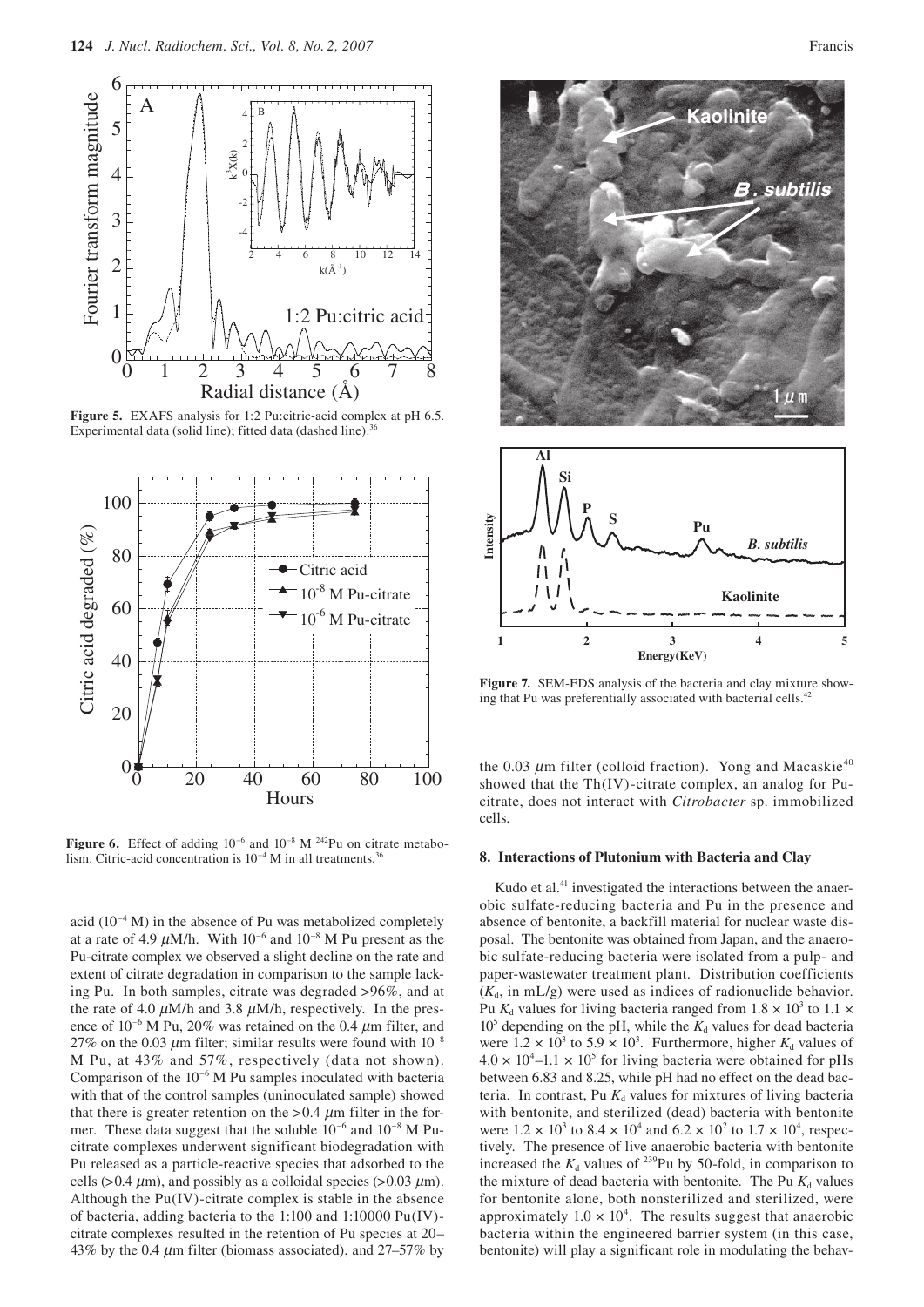**Figure 5.** EXAFS analysis for 1:2 Pu:citric-acid complex at pH 6.5. Experimental data (solid line); fitted data (dashed line).[36]

**Figure 6.** Effect of adding $10^{-6}$ and $10^{-8}$ M $^{242}$Pu on citrate metabolism. Citric-acid concentration is $10^{-4}$ M in all treatments.[36]

acid ($10^{-4}$ M) in the absence of Pu was metabolized completely at a rate of 4.9 $\mu$M/h. With $10^{-6}$ and $10^{-8}$ M Pu present as the Pu-citrate complex we observed a slight decline on the rate and extent of citrate degradation in comparison to the sample lacking Pu. In both samples, citrate was degraded >96%, and at the rate of 4.0 $\mu$M/h and 3.8 $\mu$M/h, respectively. In the presence of $10^{-6}$ M Pu, 20% was retained on the 0.4 $\mu$m filter, and 27% on the 0.03 $\mu$m filter; similar results were found with $10^{-8}$ M Pu, at 43% and 57%, respectively (data not shown). Comparison of the $10^{-6}$ M Pu samples inoculated with bacteria with that of the control samples (uninoculated sample) showed that there is greater retention on the >0.4 $\mu$m filter in the former. These data suggest that the soluble $10^{-6}$ and $10^{-8}$ M Pu-citrate complexes underwent significant biodegradation with Pu released as a particle-reactive species that adsorbed to the cells (>0.4 $\mu$m), and possibly as a colloidal species (>0.03 $\mu$m). Although the Pu(IV)-citrate complex is stable in the absence of bacteria, adding bacteria to the 1:100 and 1:10000 Pu(IV)-citrate complexes resulted in the retention of Pu species at 20–43% by the 0.4 $\mu$m filter (biomass associated), and 27–57% by the 0.03 $\mu$m filter (colloid fraction). Yong and Macaskie[40] showed that the Th(IV)-citrate complex, an analog for Pu-citrate, does not interact with *Citrobacter* sp. immobilized cells.

**Figure 7.** SEM-EDS analysis of the bacteria and clay mixture showing that Pu was preferentially associated with bacterial cells.[42]

## 8. Interactions of Plutonium with Bacteria and Clay

Kudo et al.[41] investigated the interactions between the anaerobic sulfate-reducing bacteria and Pu in the presence and absence of bentonite, a backfill material for nuclear waste disposal. The bentonite was obtained from Japan, and the anaerobic sulfate-reducing bacteria were isolated from a pulp- and paper-wastewater treatment plant. Distribution coefficients ($K_d$, in mL/g) were used as indices of radionuclide behavior. Pu $K_d$ values for living bacteria ranged from $1.8 \times 10^3$ to $1.1 \times 10^5$ depending on the pH, while the $K_d$ values for dead bacteria were $1.2 \times 10^3$ to $5.9 \times 10^3$. Furthermore, higher $K_d$ values of $4.0 \times 10^4$–$1.1 \times 10^5$ for living bacteria were obtained for pHs between 6.83 and 8.25, while pH had no effect on the dead bacteria. In contrast, Pu $K_d$ values for mixtures of living bacteria with bentonite, and sterilized (dead) bacteria with bentonite were $1.2 \times 10^3$ to $8.4 \times 10^4$ and $6.2 \times 10^2$ to $1.7 \times 10^4$, respectively. The presence of live anaerobic bacteria with bentonite increased the $K_d$ values of $^{239}$Pu by 50-fold, in comparison to the mixture of dead bacteria with bentonite. The Pu $K_d$ values for bentonite alone, both nonsterilized and sterilized, were approximately $1.0 \times 10^4$. The results suggest that anaerobic bacteria within the engineered barrier system (in this case, bentonite) will play a significant role in modulating the behav-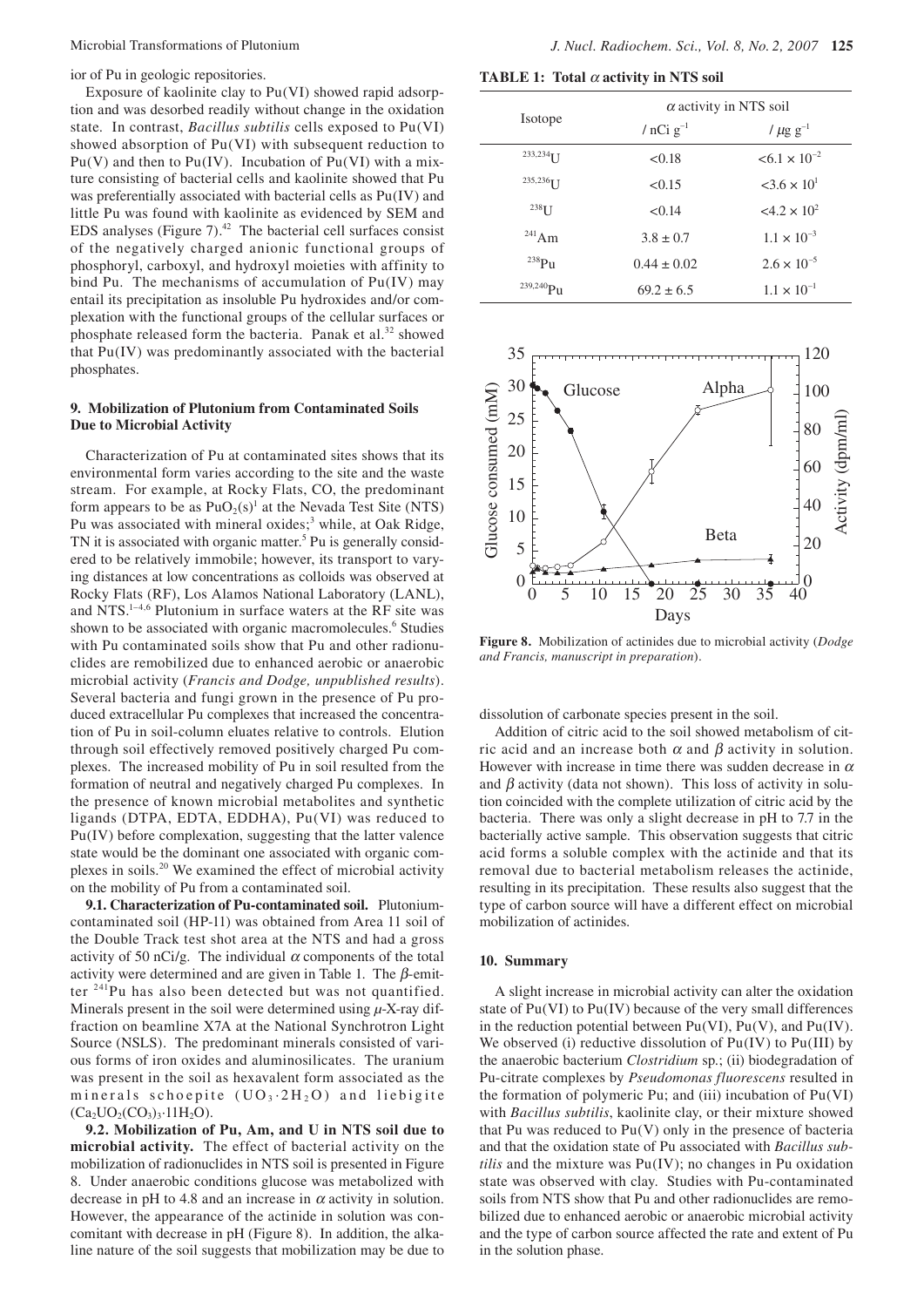ior of Pu in geologic repositories.

Exposure of kaolinite clay to Pu(VI) showed rapid adsorption and was desorbed readily without change in the oxidation state. In contrast, *Bacillus subtilis* cells exposed to Pu(VI) showed absorption of Pu(VI) with subsequent reduction to Pu(V) and then to Pu(IV). Incubation of Pu(VI) with a mixture consisting of bacterial cells and kaolinite showed that Pu was preferentially associated with bacterial cells as Pu(IV) and little Pu was found with kaolinite as evidenced by SEM and EDS analyses (Figure 7).[42] The bacterial cell surfaces consist of the negatively charged anionic functional groups of phosphoryl, carboxyl, and hydroxyl moieties with affinity to bind Pu. The mechanisms of accumulation of Pu(IV) may entail its precipitation as insoluble Pu hydroxides and/or complexation with the functional groups of the cellular surfaces or phosphate released form the bacteria. Panak et al.[32] showed that Pu(IV) was predominantly associated with the bacterial phosphates.

## 9. Mobilization of Plutonium from Contaminated Soils Due to Microbial Activity

Characterization of Pu at contaminated sites shows that its environmental form varies according to the site and the waste stream. For example, at Rocky Flats, CO, the predominant form appears to be as $PuO_2(s)$[1] at the Nevada Test Site (NTS) Pu was associated with mineral oxides;[3] while, at Oak Ridge, TN it is associated with organic matter.[5] Pu is generally considered to be relatively immobile; however, its transport to varying distances at low concentrations as colloids was observed at Rocky Flats (RF), Los Alamos National Laboratory (LANL), and NTS.[1–4,6] Plutonium in surface waters at the RF site was shown to be associated with organic macromolecules.[6] Studies with Pu contaminated soils show that Pu and other radionuclides are remobilized due to enhanced aerobic or anaerobic microbial activity (*Francis and Dodge, unpublished results*). Several bacteria and fungi grown in the presence of Pu produced extracellular Pu complexes that increased the concentration of Pu in soil-column eluates relative to controls. Elution through soil effectively removed positively charged Pu complexes. The increased mobility of Pu in soil resulted from the formation of neutral and negatively charged Pu complexes. In the presence of known microbial metabolites and synthetic ligands (DTPA, EDTA, EDDHA), Pu(VI) was reduced to Pu(IV) before complexation, suggesting that the latter valence state would be the dominant one associated with organic complexes in soils.[20] We examined the effect of microbial activity on the mobility of Pu from a contaminated soil.

**9.1. Characterization of Pu-contaminated soil.** Plutonium-contaminated soil (HP-11) was obtained from Area 11 soil of the Double Track test shot area at the NTS and had a gross activity of 50 nCi/g. The individual $\alpha$ components of the total activity were determined and are given in Table 1. The $\beta$-emitter $^{241}$Pu has also been detected but was not quantified. Minerals present in the soil were determined using $\mu$-X-ray diffraction on beamline X7A at the National Synchrotron Light Source (NSLS). The predominant minerals consisted of various forms of iron oxides and aluminosilicates. The uranium was present in the soil as hexavalent form associated as the minerals schoepite ($UO_3 \cdot 2H_2O$) and liebigite ($Ca_2UO_2(CO_3)_3 \cdot 11H_2O$).

**9.2. Mobilization of Pu, Am, and U in NTS soil due to microbial activity.** The effect of bacterial activity on the mobilization of radionuclides in NTS soil is presented in Figure 8. Under anaerobic conditions glucose was metabolized with decrease in pH to 4.8 and an increase in $\alpha$ activity in solution. However, the appearance of the actinide in solution was concomitant with decrease in pH (Figure 8). In addition, the alkaline nature of the soil suggests that mobilization may be due to dissolution of carbonate species present in the soil.

**TABLE 1: Total $\alpha$ activity in NTS soil**

| Isotope | $\alpha$ activity in NTS soil | |
|---|---|---|
| | / nCi g$^{-1}$ | / $\mu$g g$^{-1}$ |
| $^{233,234}$U | <0.18 | $<6.1 \times 10^{-2}$ |
| $^{235,236}$U | <0.15 | $<3.6 \times 10^{1}$ |
| $^{238}$U | <0.14 | $<4.2 \times 10^{2}$ |
| $^{241}$Am | 3.8 ± 0.7 | $1.1 \times 10^{-3}$ |
| $^{238}$Pu | 0.44 ± 0.02 | $2.6 \times 10^{-5}$ |
| $^{239,240}$Pu | 69.2 ± 6.5 | $1.1 \times 10^{-1}$ |

**Figure 8.** Mobilization of actinides due to microbial activity (*Dodge and Francis, manuscript in preparation*).

Addition of citric acid to the soil showed metabolism of citric acid and an increase both $\alpha$ and $\beta$ activity in solution. However with increase in time there was sudden decrease in $\alpha$ and $\beta$ activity (data not shown). This loss of activity in solution coincided with the complete utilization of citric acid by the bacteria. There was only a slight decrease in pH to 7.7 in the bacterially active sample. This observation suggests that citric acid forms a soluble complex with the actinide and that its removal due to bacterial metabolism releases the actinide, resulting in its precipitation. These results also suggest that the type of carbon source will have a different effect on microbial mobilization of actinides.

## 10. Summary

A slight increase in microbial activity can alter the oxidation state of Pu(VI) to Pu(IV) because of the very small differences in the reduction potential between Pu(VI), Pu(V), and Pu(IV). We observed (i) reductive dissolution of Pu(IV) to Pu(III) by the anaerobic bacterium *Clostridium* sp.; (ii) biodegradation of Pu-citrate complexes by *Pseudomonas fluorescens* resulted in the formation of polymeric Pu; and (iii) incubation of Pu(VI) with *Bacillus subtilis*, kaolinite clay, or their mixture showed that Pu was reduced to Pu(V) only in the presence of bacteria and that the oxidation state of Pu associated with *Bacillus subtilis* and the mixture was Pu(IV); no changes in Pu oxidation state was observed with clay. Studies with Pu-contaminated soils from NTS show that Pu and other radionuclides are remobilized due to enhanced aerobic or anaerobic microbial activity and the type of carbon source affected the rate and extent of Pu in the solution phase.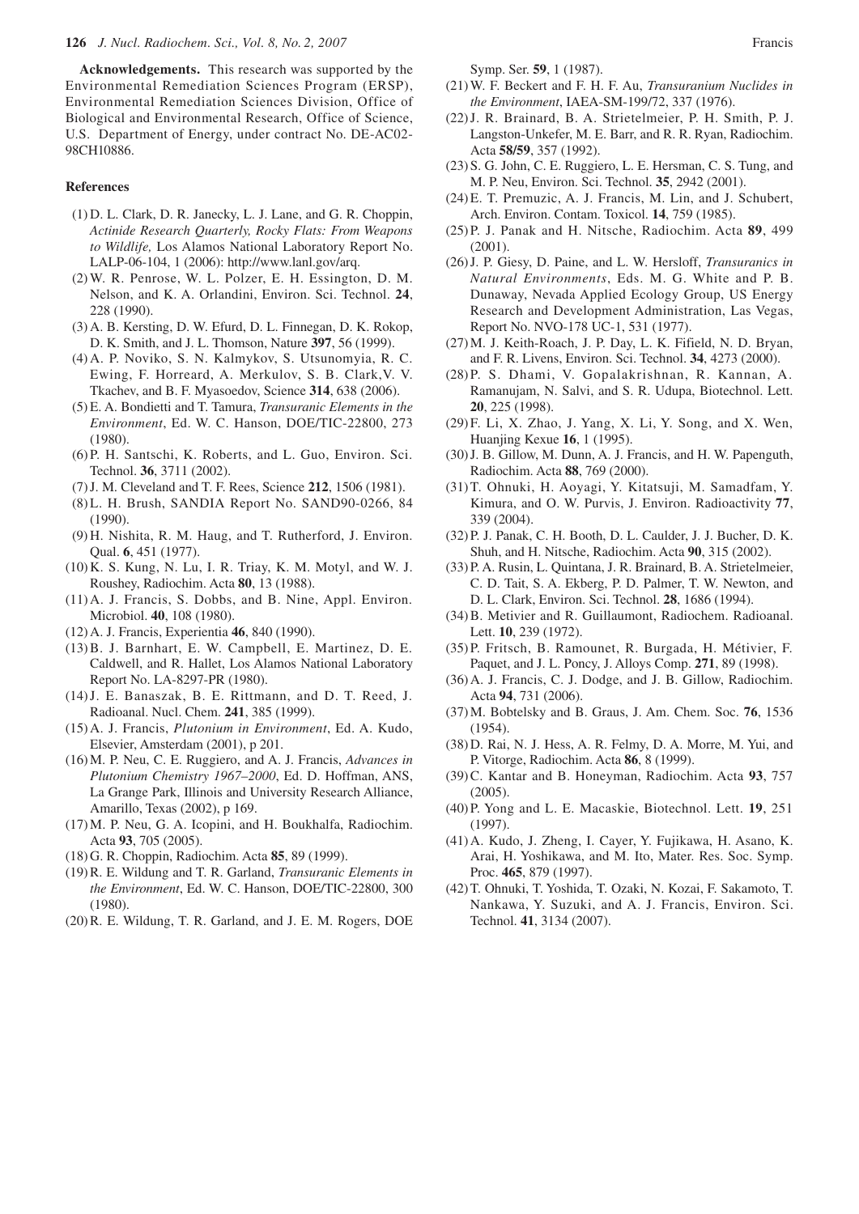**Acknowledgements.** This research was supported by the Environmental Remediation Sciences Program (ERSP), Environmental Remediation Sciences Division, Office of Biological and Environmental Research, Office of Science, U.S. Department of Energy, under contract No. DE-AC02-98CH10886.

## References

(1) D. L. Clark, D. R. Janecky, L. J. Lane, and G. R. Choppin, *Actinide Research Quarterly, Rocky Flats: From Weapons to Wildlife,* Los Alamos National Laboratory Report No. LALP-06-104, 1 (2006): http://www.lanl.gov/arq.

(2) W. R. Penrose, W. L. Polzer, E. H. Essington, D. M. Nelson, and K. A. Orlandini, Environ. Sci. Technol. **24**, 228 (1990).

(3) A. B. Kersting, D. W. Efurd, D. L. Finnegan, D. K. Rokop, D. K. Smith, and J. L. Thomson, Nature **397**, 56 (1999).

(4) A. P. Noviko, S. N. Kalmykov, S. Utsunomyia, R. C. Ewing, F. Horreard, A. Merkulov, S. B. Clark,V. V. Tkachev, and B. F. Myasoedov, Science **314**, 638 (2006).

(5) E. A. Bondietti and T. Tamura, *Transuranic Elements in the Environment*, Ed. W. C. Hanson, DOE/TIC-22800, 273 (1980).

(6) P. H. Santschi, K. Roberts, and L. Guo, Environ. Sci. Technol. **36**, 3711 (2002).

(7) J. M. Cleveland and T. F. Rees, Science **212**, 1506 (1981).

(8) L. H. Brush, SANDIA Report No. SAND90-0266, 84 (1990).

(9) H. Nishita, R. M. Haug, and T. Rutherford, J. Environ. Qual. **6**, 451 (1977).

(10) K. S. Kung, N. Lu, I. R. Triay, K. M. Motyl, and W. J. Roushey, Radiochim. Acta **80**, 13 (1988).

(11) A. J. Francis, S. Dobbs, and B. Nine, Appl. Environ. Microbiol. **40**, 108 (1980).

(12) A. J. Francis, Experientia **46**, 840 (1990).

(13) B. J. Barnhart, E. W. Campbell, E. Martinez, D. E. Caldwell, and R. Hallet, Los Alamos National Laboratory Report No. LA-8297-PR (1980).

(14) J. E. Banaszak, B. E. Rittmann, and D. T. Reed, J. Radioanal. Nucl. Chem. **241**, 385 (1999).

(15) A. J. Francis, *Plutonium in Environment*, Ed. A. Kudo, Elsevier, Amsterdam (2001), p 201.

(16) M. P. Neu, C. E. Ruggiero, and A. J. Francis, *Advances in Plutonium Chemistry 1967–2000*, Ed. D. Hoffman, ANS, La Grange Park, Illinois and University Research Alliance, Amarillo, Texas (2002), p 169.

(17) M. P. Neu, G. A. Icopini, and H. Boukhalfa, Radiochim. Acta **93**, 705 (2005).

(18) G. R. Choppin, Radiochim. Acta **85**, 89 (1999).

(19) R. E. Wildung and T. R. Garland, *Transuranic Elements in the Environment*, Ed. W. C. Hanson, DOE/TIC-22800, 300 (1980).

(20) R. E. Wildung, T. R. Garland, and J. E. M. Rogers, DOE Symp. Ser. **59**, 1 (1987).

(21) W. F. Beckert and F. H. F. Au, *Transuranium Nuclides in the Environment*, IAEA-SM-199/72, 337 (1976).

(22) J. R. Brainard, B. A. Strietelmeier, P. H. Smith, P. J. Langston-Unkefer, M. E. Barr, and R. R. Ryan, Radiochim. Acta **58/59**, 357 (1992).

(23) S. G. John, C. E. Ruggiero, L. E. Hersman, C. S. Tung, and M. P. Neu, Environ. Sci. Technol. **35**, 2942 (2001).

(24) E. T. Premuzic, A. J. Francis, M. Lin, and J. Schubert, Arch. Environ. Contam. Toxicol. **14**, 759 (1985).

(25) P. J. Panak and H. Nitsche, Radiochim. Acta **89**, 499 (2001).

(26) J. P. Giesy, D. Paine, and L. W. Hersloff, *Transuranics in Natural Environments*, Eds. M. G. White and P. B. Dunaway, Nevada Applied Ecology Group, US Energy Research and Development Administration, Las Vegas, Report No. NVO-178 UC-1, 531 (1977).

(27) M. J. Keith-Roach, J. P. Day, L. K. Fifield, N. D. Bryan, and F. R. Livens, Environ. Sci. Technol. **34**, 4273 (2000).

(28) P. S. Dhami, V. Gopalakrishnan, R. Kannan, A. Ramanujam, N. Salvi, and S. R. Udupa, Biotechnol. Lett. **20**, 225 (1998).

(29) F. Li, X. Zhao, J. Yang, X. Li, Y. Song, and X. Wen, Huanjing Kexue **16**, 1 (1995).

(30) J. B. Gillow, M. Dunn, A. J. Francis, and H. W. Papenguth, Radiochim. Acta **88**, 769 (2000).

(31) T. Ohnuki, H. Aoyagi, Y. Kitatsuji, M. Samadfam, Y. Kimura, and O. W. Purvis, J. Environ. Radioactivity **77**, 339 (2004).

(32) P. J. Panak, C. H. Booth, D. L. Caulder, J. J. Bucher, D. K. Shuh, and H. Nitsche, Radiochim. Acta **90**, 315 (2002).

(33) P. A. Rusin, L. Quintana, J. R. Brainard, B. A. Strietelmeier, C. D. Tait, S. A. Ekberg, P. D. Palmer, T. W. Newton, and D. L. Clark, Environ. Sci. Technol. **28**, 1686 (1994).

(34) B. Metivier and R. Guillaumont, Radiochem. Radioanal. Lett. **10**, 239 (1972).

(35) P. Fritsch, B. Ramounet, R. Burgada, H. Métivier, F. Paquet, and J. L. Poncy, J. Alloys Comp. **271**, 89 (1998).

(36) A. J. Francis, C. J. Dodge, and J. B. Gillow, Radiochim. Acta **94**, 731 (2006).

(37) M. Bobtelsky and B. Graus, J. Am. Chem. Soc. **76**, 1536 (1954).

(38) D. Rai, N. J. Hess, A. R. Felmy, D. A. Morre, M. Yui, and P. Vitorge, Radiochim. Acta **86**, 8 (1999).

(39) C. Kantar and B. Honeyman, Radiochim. Acta **93**, 757 (2005).

(40) P. Yong and L. E. Macaskie, Biotechnol. Lett. **19**, 251 (1997).

(41) A. Kudo, J. Zheng, I. Cayer, Y. Fujikawa, H. Asano, K. Arai, H. Yoshikawa, and M. Ito, Mater. Res. Soc. Symp. Proc. **465**, 879 (1997).

(42) T. Ohnuki, T. Yoshida, T. Ozaki, N. Kozai, F. Sakamoto, T. Nankawa, Y. Suzuki, and A. J. Francis, Environ. Sci. Technol. **41**, 3134 (2007).